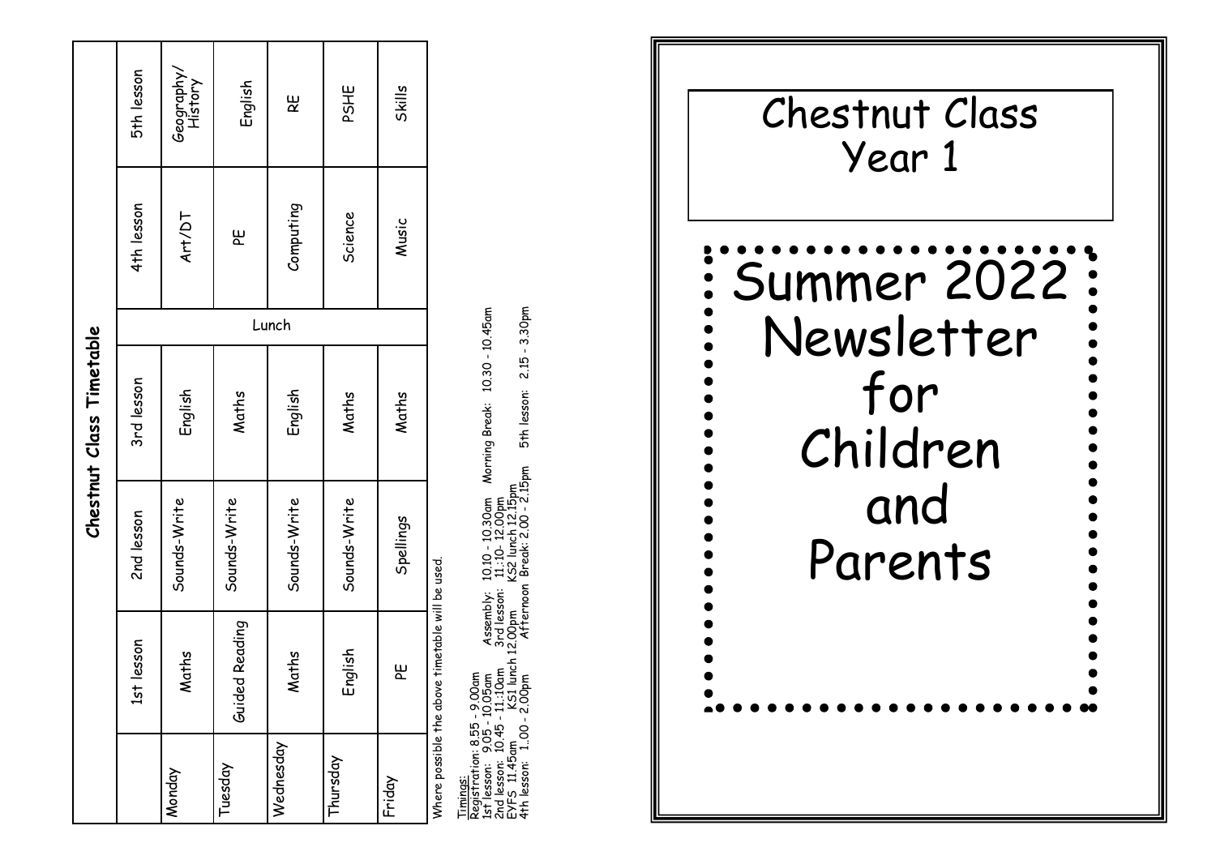## Chestnut Class Timetable

| | 1st lesson | 2nd lesson | 3rd lesson | | 4th lesson | 5th lesson |
|---|---|---|---|---|---|---|
| Monday | Maths | Sounds-Write | English | Lunch | Art/DT | Geography/ History |
| Tuesday | Guided Reading | Sounds-Write | Maths | | PE | English |
| Wednesday | Maths | Sounds-Write | English | | Computing | RE |
| Thursday | English | Sounds-Write | Maths | | Science | PSHE |
| Friday | PE | Spellings | Maths | | Music | Skills |

Where possible the above timetable will be used.

Timings:
Registration: 8.55 - 9.00am
1st lesson: 9.05 - 10.05am
2nd lesson: 10.45 - 11:10am
EYFS 11.45am KS1 lunch 12.00pm
4th lesson: 1..00 - 2.00pm

Assembly: 10.10 - 10.30am Morning Break: 10.30 - 10.45am
3rd lesson: 11:10- 12.00pm
KS2 lunch 12.15pm
Afternoon Break: 2.00 - 2.15pm 5th lesson: 2.15 - 3.30pm

# Chestnut Class
# Year 1

# Summer 2022 Newsletter for Children and Parents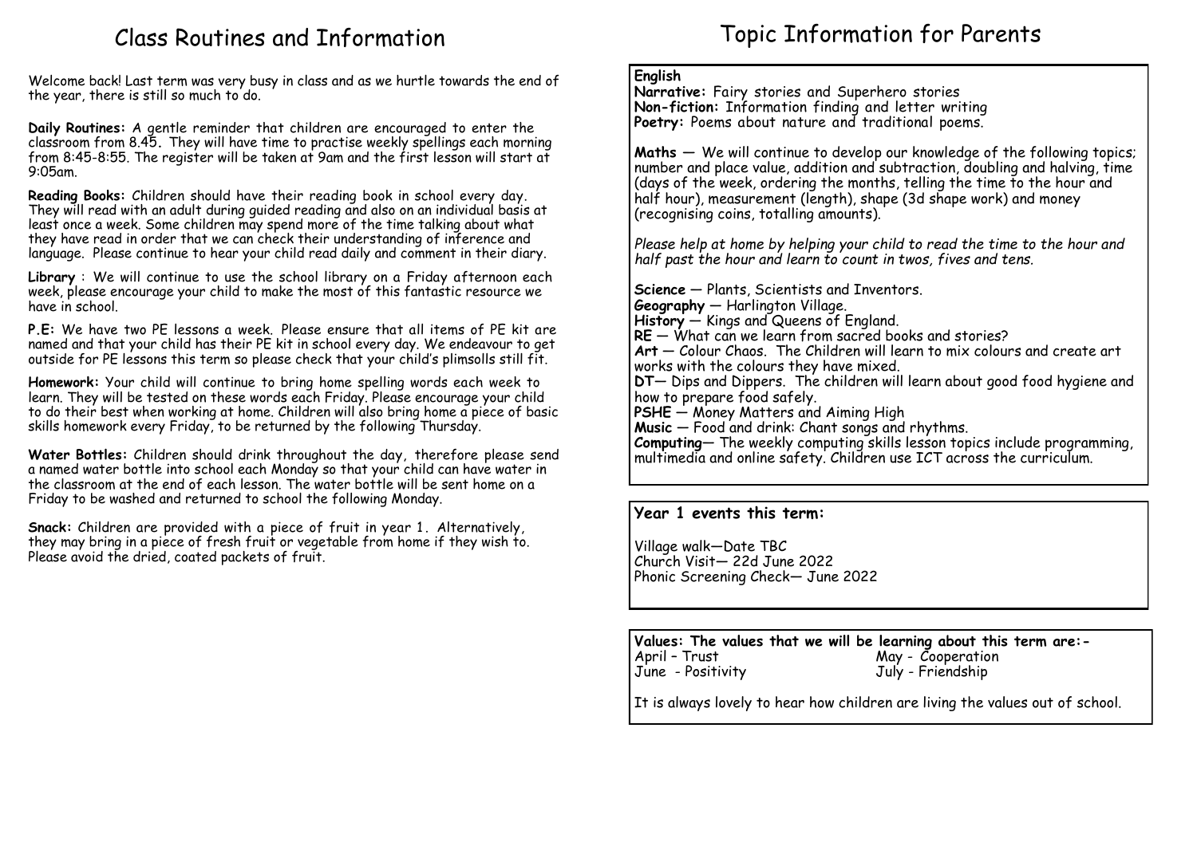# Class Routines and Information

Welcome back! Last term was very busy in class and as we hurtle towards the end of the year, there is still so much to do.

**Daily Routines:** A gentle reminder that children are encouraged to enter the classroom from 8.45. They will have time to practise weekly spellings each morning from 8:45-8:55. The register will be taken at 9am and the first lesson will start at 9:05am.

**Reading Books:** Children should have their reading book in school every day. They will read with an adult during guided reading and also on an individual basis at least once a week. Some children may spend more of the time talking about what they have read in order that we can check their understanding of inference and language. Please continue to hear your child read daily and comment in their diary.

**Library** : We will continue to use the school library on a Friday afternoon each week, please encourage your child to make the most of this fantastic resource we have in school.

**P.E:** We have two PE lessons a week. Please ensure that all items of PE kit are named and that your child has their PE kit in school every day. We endeavour to get outside for PE lessons this term so please check that your child's plimsolls still fit.

**Homework:** Your child will continue to bring home spelling words each week to learn. They will be tested on these words each Friday. Please encourage your child to do their best when working at home. Children will also bring home a piece of basic skills homework every Friday, to be returned by the following Thursday.

**Water Bottles:** Children should drink throughout the day, therefore please send a named water bottle into school each Monday so that your child can have water in the classroom at the end of each lesson. The water bottle will be sent home on a Friday to be washed and returned to school the following Monday.

**Snack:** Children are provided with a piece of fruit in year 1. Alternatively, they may bring in a piece of fresh fruit or vegetable from home if they wish to. Please avoid the dried, coated packets of fruit.

# Topic Information for Parents

**English**
**Narrative:** Fairy stories and Superhero stories
**Non-fiction:** Information finding and letter writing
**Poetry:** Poems about nature and traditional poems.

**Maths** — We will continue to develop our knowledge of the following topics; number and place value, addition and subtraction, doubling and halving, time (days of the week, ordering the months, telling the time to the hour and half hour), measurement (length), shape (3d shape work) and money (recognising coins, totalling amounts).

*Please help at home by helping your child to read the time to the hour and half past the hour and learn to count in twos, fives and tens.*

**Science** — Plants, Scientists and Inventors.
**Geography** — Harlington Village.
**History** — Kings and Queens of England.
**RE** — What can we learn from sacred books and stories?
**Art** — Colour Chaos. The Children will learn to mix colours and create art works with the colours they have mixed.
**DT**— Dips and Dippers. The children will learn about good food hygiene and how to prepare food safely.
**PSHE** — Money Matters and Aiming High
**Music** — Food and drink: Chant songs and rhythms.
**Computing**— The weekly computing skills lesson topics include programming, multimedia and online safety. Children use ICT across the curriculum.

**Year 1 events this term:**

Village walk—Date TBC
Church Visit— 22d June 2022
Phonic Screening Check— June 2022

**Values: The values that we will be learning about this term are:-**

| | |
|---|---|
| April – Trust | May - Cooperation |
| June - Positivity | July - Friendship |

It is always lovely to hear how children are living the values out of school.